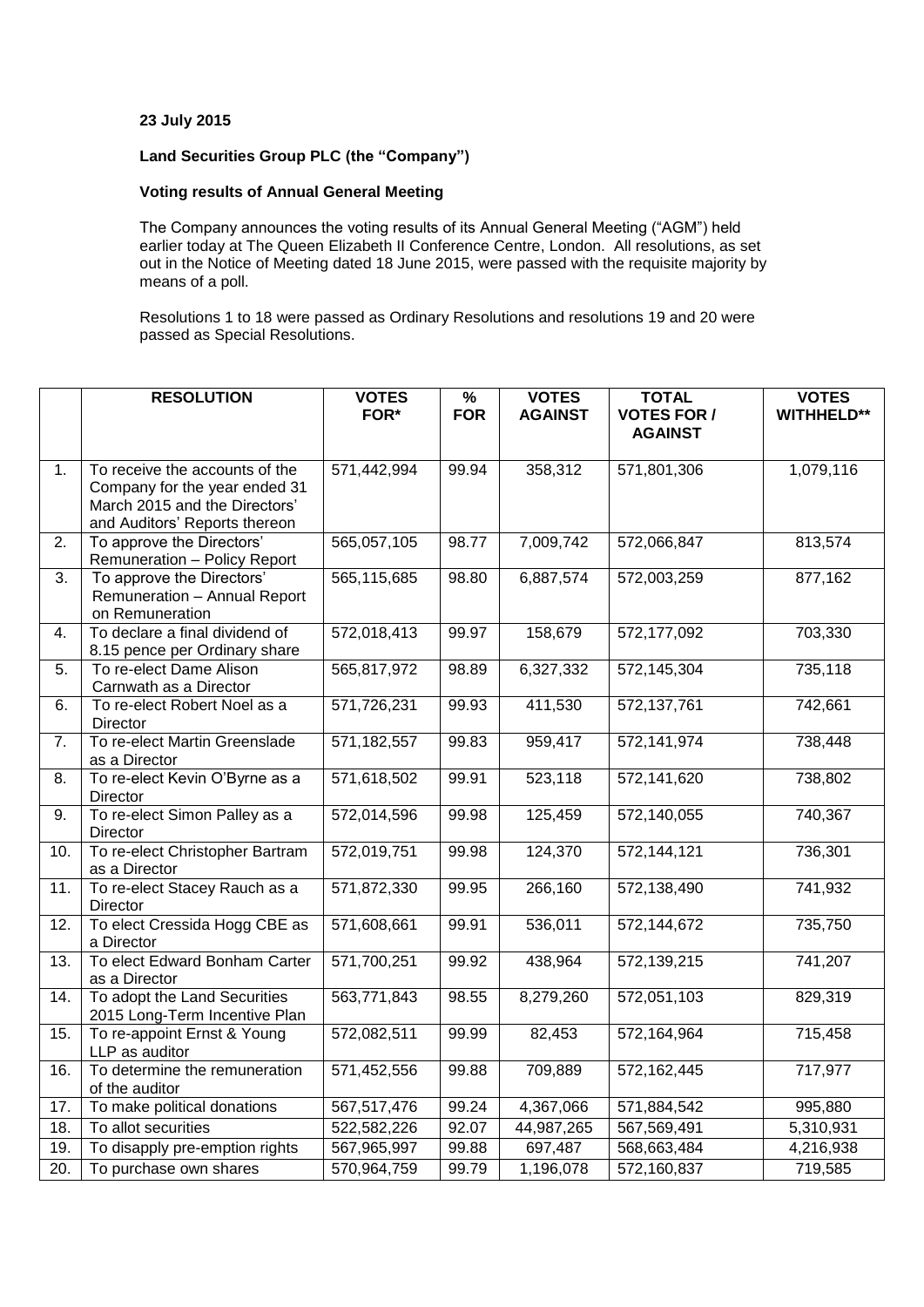**23 July 2015**

**Land Securities Group PLC (the "Company")**

**Voting results of Annual General Meeting**

The Company announces the voting results of its Annual General Meeting ("AGM") held earlier today at The Queen Elizabeth II Conference Centre, London. All resolutions, as set out in the Notice of Meeting dated 18 June 2015, were passed with the requisite majority by means of a poll.

Resolutions 1 to 18 were passed as Ordinary Resolutions and resolutions 19 and 20 were passed as Special Resolutions.

| | RESOLUTION | VOTES FOR* | % FOR | VOTES AGAINST | TOTAL VOTES FOR / AGAINST | VOTES WITHHELD** |
|---|---|---|---|---|---|---|
| 1. | To receive the accounts of the Company for the year ended 31 March 2015 and the Directors' and Auditors' Reports thereon | 571,442,994 | 99.94 | 358,312 | 571,801,306 | 1,079,116 |
| 2. | To approve the Directors' Remuneration – Policy Report | 565,057,105 | 98.77 | 7,009,742 | 572,066,847 | 813,574 |
| 3. | To approve the Directors' Remuneration – Annual Report on Remuneration | 565,115,685 | 98.80 | 6,887,574 | 572,003,259 | 877,162 |
| 4. | To declare a final dividend of 8.15 pence per Ordinary share | 572,018,413 | 99.97 | 158,679 | 572,177,092 | 703,330 |
| 5. | To re-elect Dame Alison Carnwath as a Director | 565,817,972 | 98.89 | 6,327,332 | 572,145,304 | 735,118 |
| 6. | To re-elect Robert Noel as a Director | 571,726,231 | 99.93 | 411,530 | 572,137,761 | 742,661 |
| 7. | To re-elect Martin Greenslade as a Director | 571,182,557 | 99.83 | 959,417 | 572,141,974 | 738,448 |
| 8. | To re-elect Kevin O'Byrne as a Director | 571,618,502 | 99.91 | 523,118 | 572,141,620 | 738,802 |
| 9. | To re-elect Simon Palley as a Director | 572,014,596 | 99.98 | 125,459 | 572,140,055 | 740,367 |
| 10. | To re-elect Christopher Bartram as a Director | 572,019,751 | 99.98 | 124,370 | 572,144,121 | 736,301 |
| 11. | To re-elect Stacey Rauch as a Director | 571,872,330 | 99.95 | 266,160 | 572,138,490 | 741,932 |
| 12. | To elect Cressida Hogg CBE as a Director | 571,608,661 | 99.91 | 536,011 | 572,144,672 | 735,750 |
| 13. | To elect Edward Bonham Carter as a Director | 571,700,251 | 99.92 | 438,964 | 572,139,215 | 741,207 |
| 14. | To adopt the Land Securities 2015 Long-Term Incentive Plan | 563,771,843 | 98.55 | 8,279,260 | 572,051,103 | 829,319 |
| 15. | To re-appoint Ernst & Young LLP as auditor | 572,082,511 | 99.99 | 82,453 | 572,164,964 | 715,458 |
| 16. | To determine the remuneration of the auditor | 571,452,556 | 99.88 | 709,889 | 572,162,445 | 717,977 |
| 17. | To make political donations | 567,517,476 | 99.24 | 4,367,066 | 571,884,542 | 995,880 |
| 18. | To allot securities | 522,582,226 | 92.07 | 44,987,265 | 567,569,491 | 5,310,931 |
| 19. | To disapply pre-emption rights | 567,965,997 | 99.88 | 697,487 | 568,663,484 | 4,216,938 |
| 20. | To purchase own shares | 570,964,759 | 99.79 | 1,196,078 | 572,160,837 | 719,585 |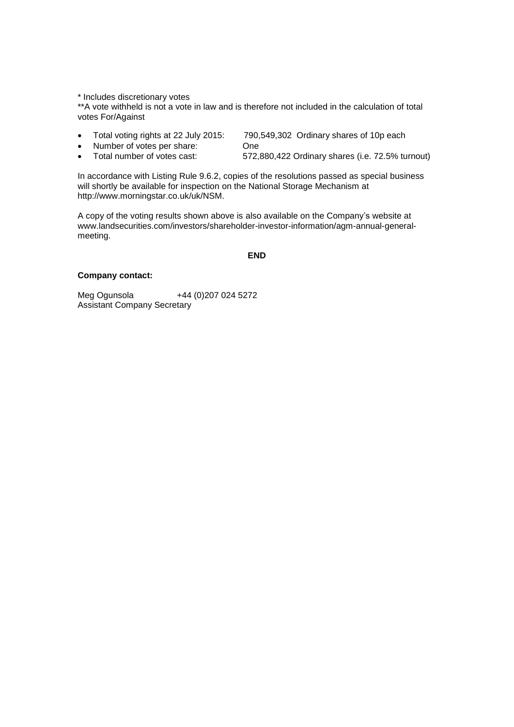* Includes discretionary votes
**A vote withheld is not a vote in law and is therefore not included in the calculation of total votes For/Against

- Total voting rights at 22 July 2015: 790,549,302 Ordinary shares of 10p each
- Number of votes per share: One
- Total number of votes cast: 572,880,422 Ordinary shares (i.e. 72.5% turnout)

In accordance with Listing Rule 9.6.2, copies of the resolutions passed as special business will shortly be available for inspection on the National Storage Mechanism at http://www.morningstar.co.uk/uk/NSM.

A copy of the voting results shown above is also available on the Company's website at www.landsecurities.com/investors/shareholder-investor-information/agm-annual-general-meeting.

**END**

**Company contact:**

Meg Ogunsola +44 (0)207 024 5272
Assistant Company Secretary